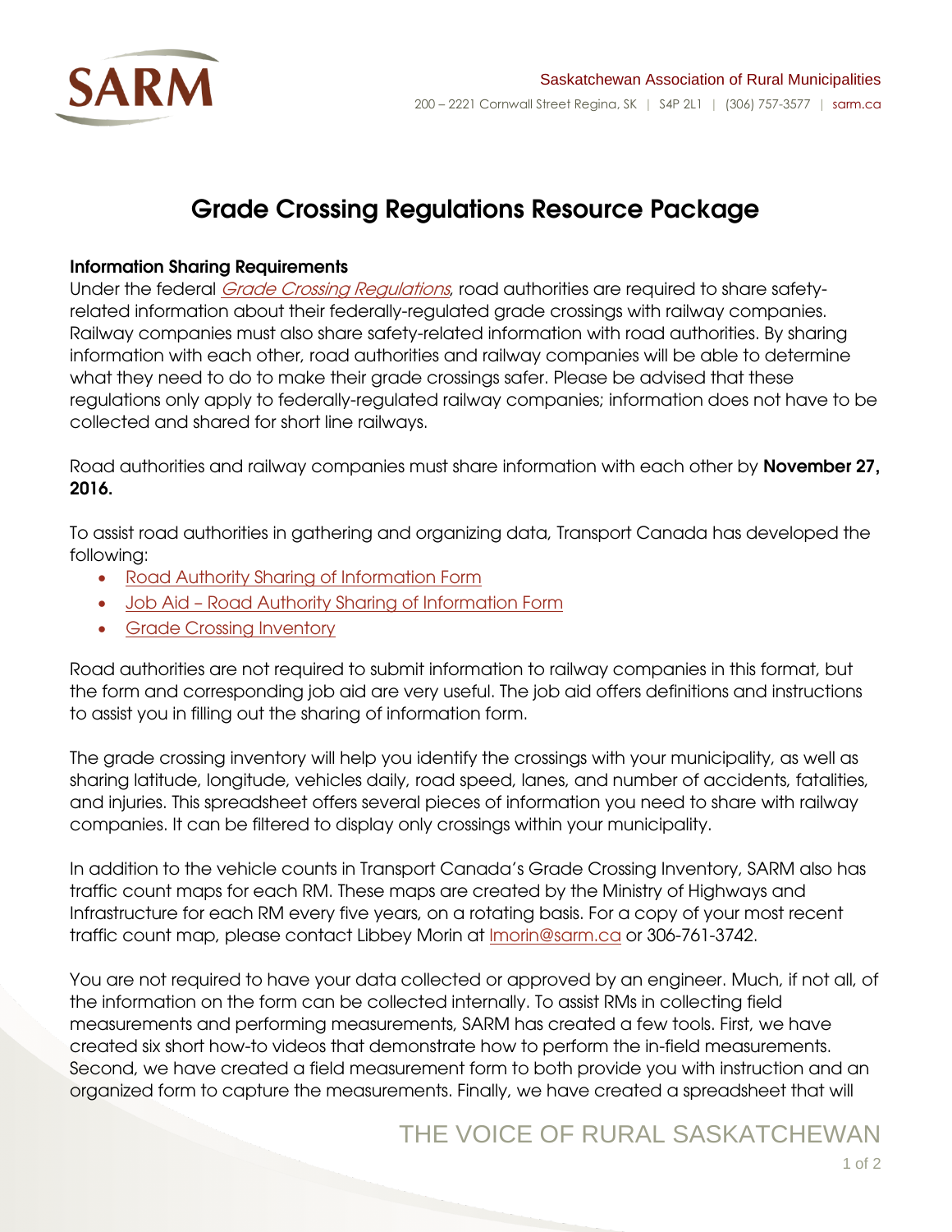Saskatchewan Association of Rural Municipalities

200 – 2221 Cornwall Street Regina, SK | S4P 2L1 | (306) 757-3577 | sarm.ca

# Grade Crossing Regulations Resource Package

**Information Sharing Requirements**

Under the federal *Grade Crossing Regulations*, road authorities are required to share safety-related information about their federally-regulated grade crossings with railway companies. Railway companies must also share safety-related information with road authorities. By sharing information with each other, road authorities and railway companies will be able to determine what they need to do to make their grade crossings safer. Please be advised that these regulations only apply to federally-regulated railway companies; information does not have to be collected and shared for short line railways.

Road authorities and railway companies must share information with each other by **November 27, 2016.**

To assist road authorities in gathering and organizing data, Transport Canada has developed the following:

- Road Authority Sharing of Information Form
- Job Aid – Road Authority Sharing of Information Form
- Grade Crossing Inventory

Road authorities are not required to submit information to railway companies in this format, but the form and corresponding job aid are very useful. The job aid offers definitions and instructions to assist you in filling out the sharing of information form.

The grade crossing inventory will help you identify the crossings with your municipality, as well as sharing latitude, longitude, vehicles daily, road speed, lanes, and number of accidents, fatalities, and injuries. This spreadsheet offers several pieces of information you need to share with railway companies. It can be filtered to display only crossings within your municipality.

In addition to the vehicle counts in Transport Canada's Grade Crossing Inventory, SARM also has traffic count maps for each RM. These maps are created by the Ministry of Highways and Infrastructure for each RM every five years, on a rotating basis. For a copy of your most recent traffic count map, please contact Libbey Morin at lmorin@sarm.ca or 306-761-3742.

You are not required to have your data collected or approved by an engineer. Much, if not all, of the information on the form can be collected internally. To assist RMs in collecting field measurements and performing measurements, SARM has created a few tools. First, we have created six short how-to videos that demonstrate how to perform the in-field measurements. Second, we have created a field measurement form to both provide you with instruction and an organized form to capture the measurements. Finally, we have created a spreadsheet that will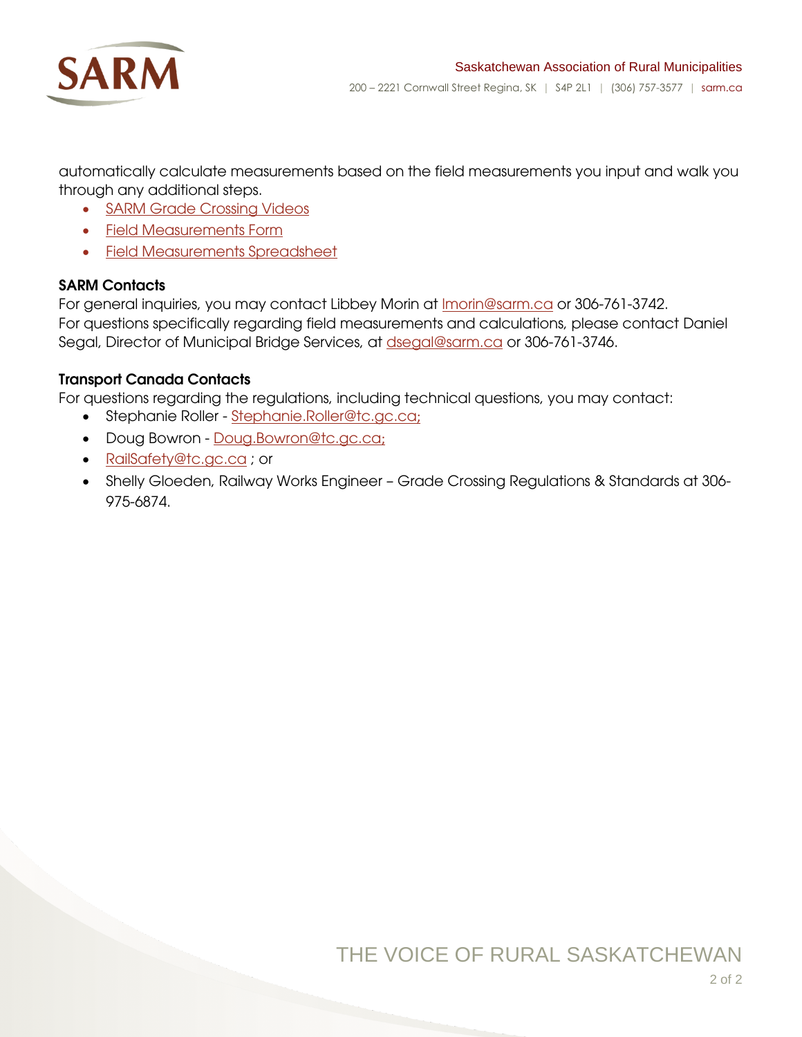automatically calculate measurements based on the field measurements you input and walk you through any additional steps.

- SARM Grade Crossing Videos
- Field Measurements Form
- Field Measurements Spreadsheet

**SARM Contacts**

For general inquiries, you may contact Libbey Morin at lmorin@sarm.ca or 306-761-3742.
For questions specifically regarding field measurements and calculations, please contact Daniel Segal, Director of Municipal Bridge Services, at dsegal@sarm.ca or 306-761-3746.

**Transport Canada Contacts**

For questions regarding the regulations, including technical questions, you may contact:

- Stephanie Roller - Stephanie.Roller@tc.gc.ca;
- Doug Bowron - Doug.Bowron@tc.gc.ca;
- RailSafety@tc.gc.ca ; or
- Shelly Gloeden, Railway Works Engineer – Grade Crossing Regulations & Standards at 306-975-6874.